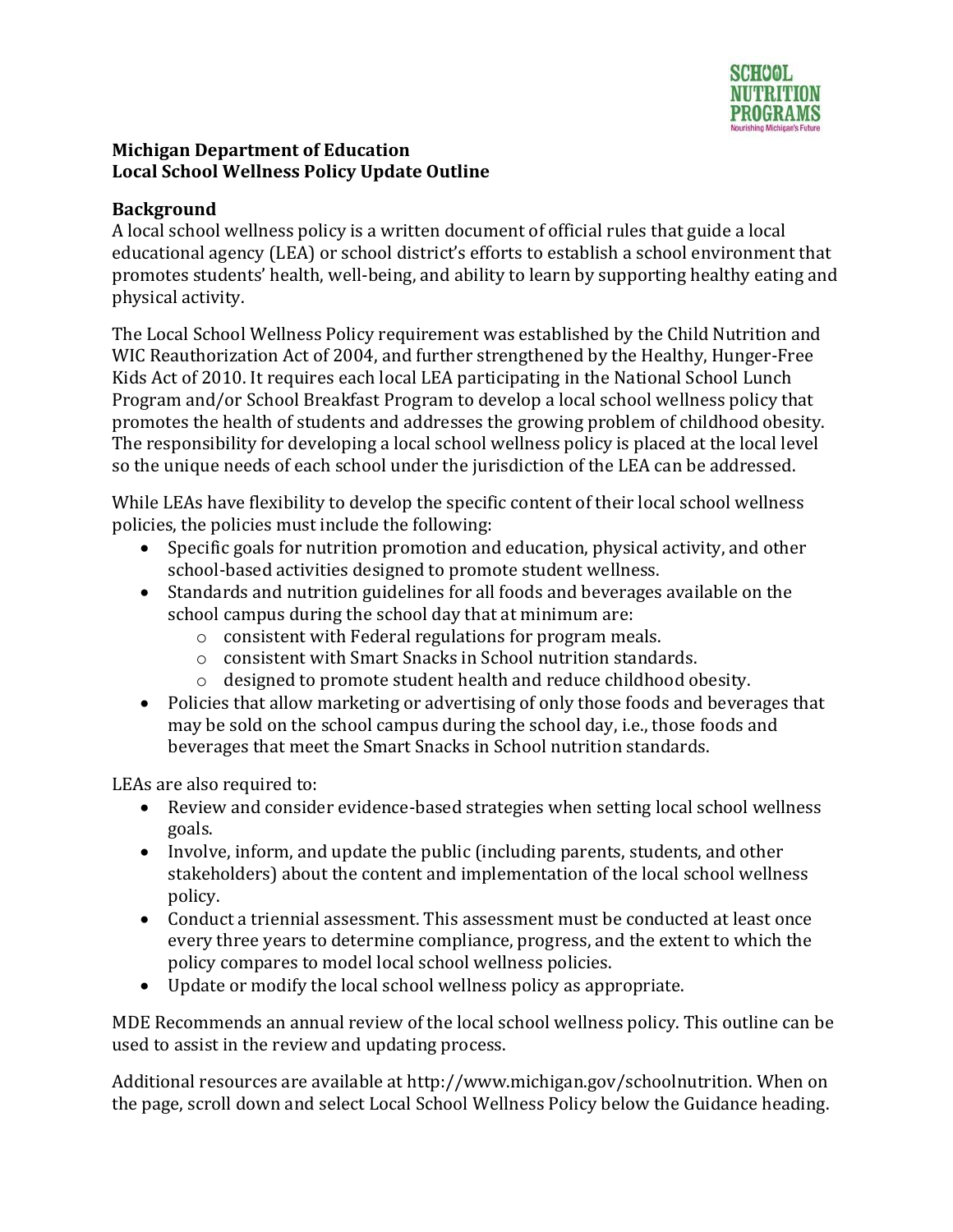**Michigan Department of Education**
**Local School Wellness Policy Update Outline**

## Background

A local school wellness policy is a written document of official rules that guide a local educational agency (LEA) or school district's efforts to establish a school environment that promotes students' health, well-being, and ability to learn by supporting healthy eating and physical activity.

The Local School Wellness Policy requirement was established by the Child Nutrition and WIC Reauthorization Act of 2004, and further strengthened by the Healthy, Hunger-Free Kids Act of 2010. It requires each local LEA participating in the National School Lunch Program and/or School Breakfast Program to develop a local school wellness policy that promotes the health of students and addresses the growing problem of childhood obesity. The responsibility for developing a local school wellness policy is placed at the local level so the unique needs of each school under the jurisdiction of the LEA can be addressed.

While LEAs have flexibility to develop the specific content of their local school wellness policies, the policies must include the following:

- Specific goals for nutrition promotion and education, physical activity, and other school-based activities designed to promote student wellness.
- Standards and nutrition guidelines for all foods and beverages available on the school campus during the school day that at minimum are:
  - consistent with Federal regulations for program meals.
  - consistent with Smart Snacks in School nutrition standards.
  - designed to promote student health and reduce childhood obesity.
- Policies that allow marketing or advertising of only those foods and beverages that may be sold on the school campus during the school day, i.e., those foods and beverages that meet the Smart Snacks in School nutrition standards.

LEAs are also required to:

- Review and consider evidence-based strategies when setting local school wellness goals.
- Involve, inform, and update the public (including parents, students, and other stakeholders) about the content and implementation of the local school wellness policy.
- Conduct a triennial assessment. This assessment must be conducted at least once every three years to determine compliance, progress, and the extent to which the policy compares to model local school wellness policies.
- Update or modify the local school wellness policy as appropriate.

MDE Recommends an annual review of the local school wellness policy. This outline can be used to assist in the review and updating process.

Additional resources are available at http://www.michigan.gov/schoolnutrition. When on the page, scroll down and select Local School Wellness Policy below the Guidance heading.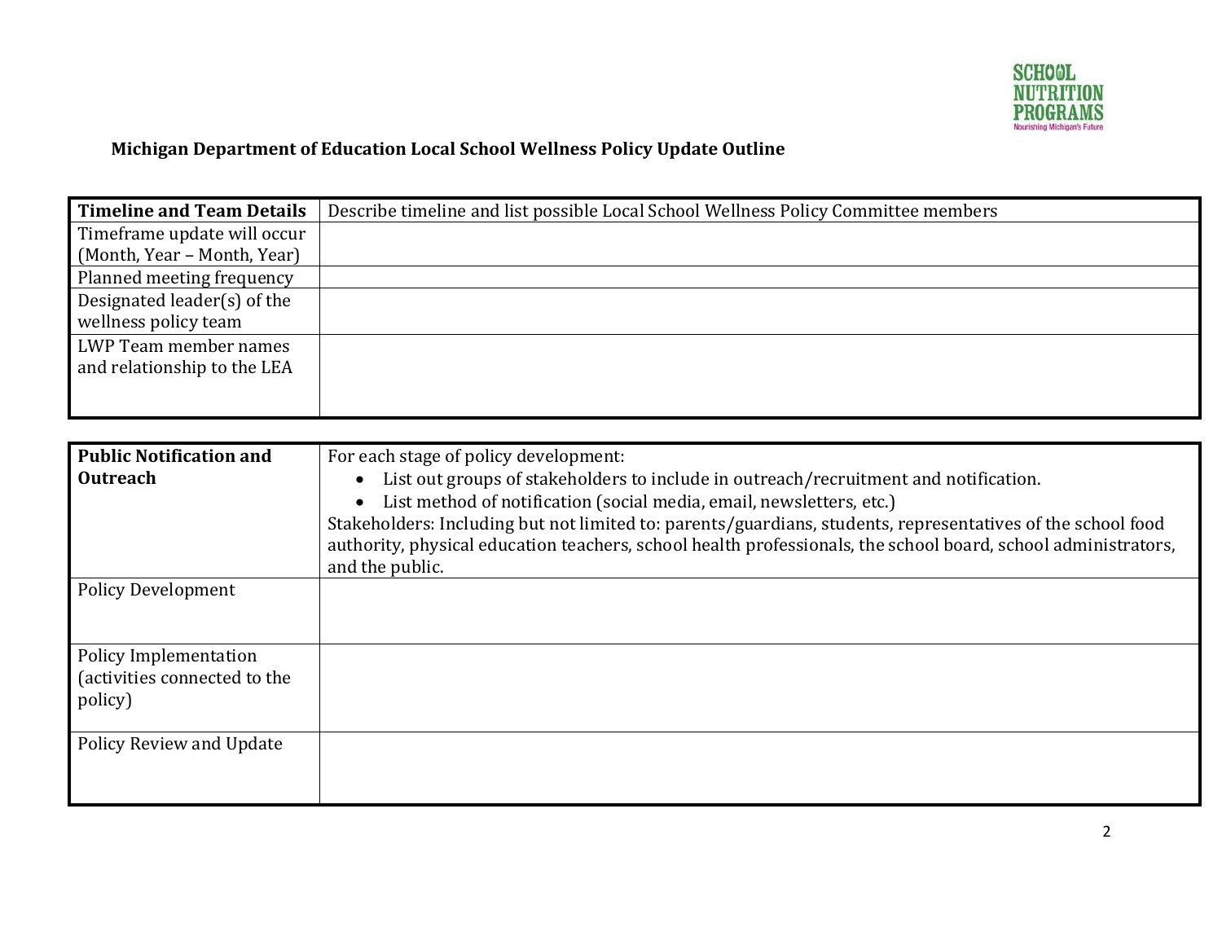**Michigan Department of Education Local School Wellness Policy Update Outline**

| **Timeline and Team Details** | Describe timeline and list possible Local School Wellness Policy Committee members |
|---|---|
| Timeframe update will occur (Month, Year – Month, Year) | |
| Planned meeting frequency | |
| Designated leader(s) of the wellness policy team | |
| LWP Team member names and relationship to the LEA | |

| **Public Notification and Outreach** | For each stage of policy development:<br>• List out groups of stakeholders to include in outreach/recruitment and notification.<br>• List method of notification (social media, email, newsletters, etc.)<br>Stakeholders: Including but not limited to: parents/guardians, students, representatives of the school food authority, physical education teachers, school health professionals, the school board, school administrators, and the public. |
|---|---|
| Policy Development | |
| Policy Implementation (activities connected to the policy) | |
| Policy Review and Update | |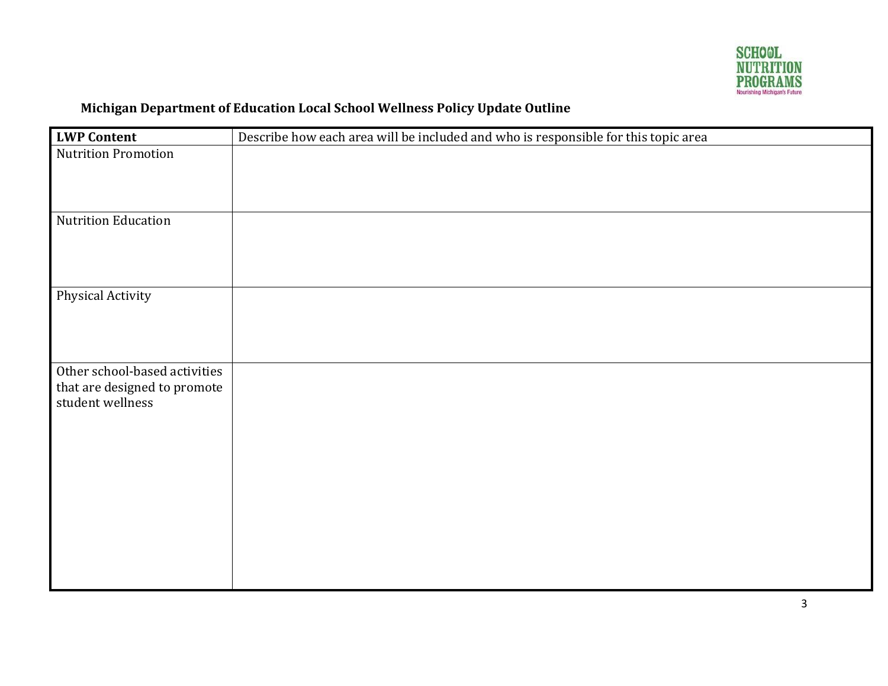**Michigan Department of Education Local School Wellness Policy Update Outline**

| **LWP Content** | Describe how each area will be included and who is responsible for this topic area |
|---|---|
| Nutrition Promotion | |
| Nutrition Education | |
| Physical Activity | |
| Other school-based activities that are designed to promote student wellness | |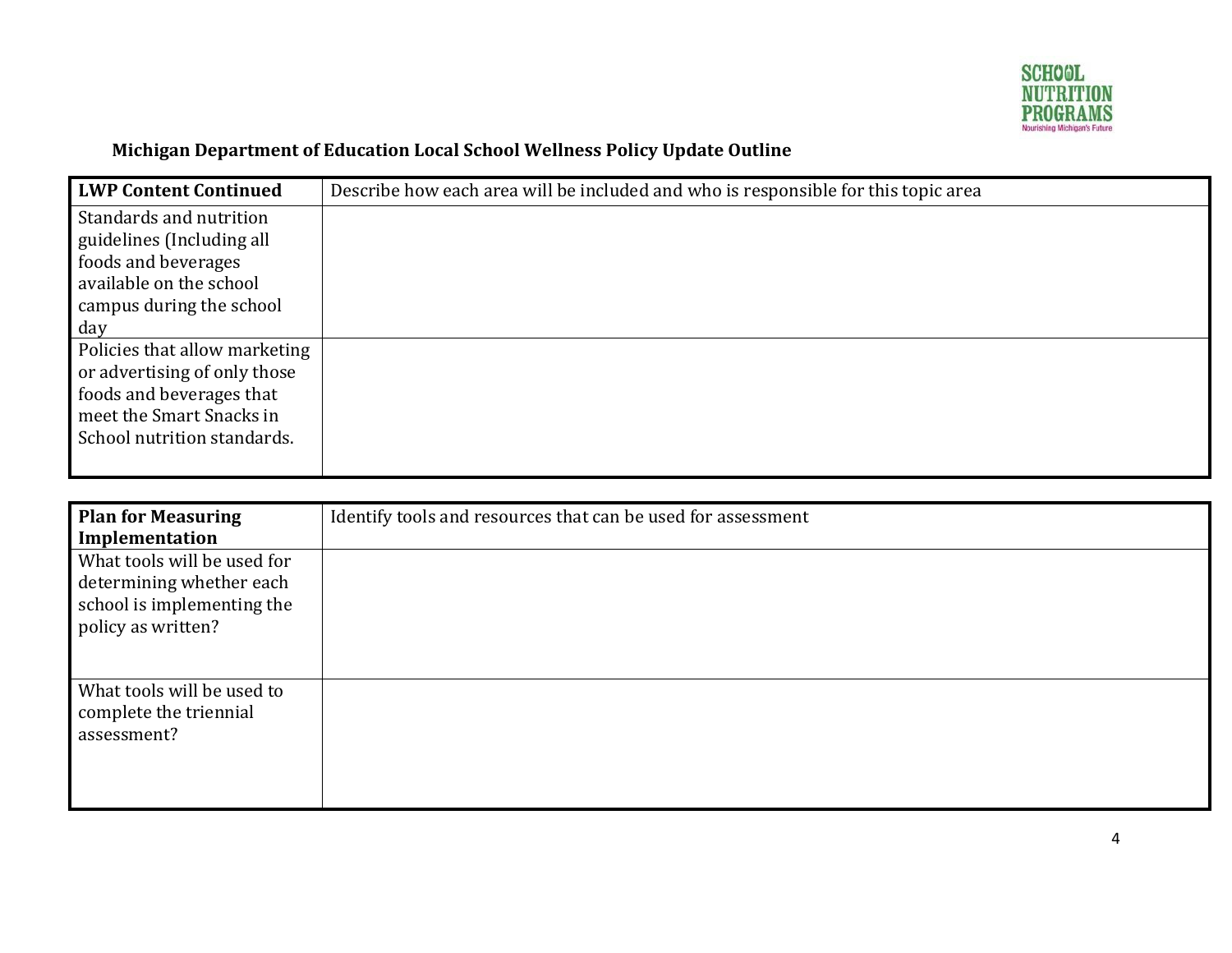**Michigan Department of Education Local School Wellness Policy Update Outline**

| LWP Content Continued | Describe how each area will be included and who is responsible for this topic area |
|---|---|
| Standards and nutrition guidelines (Including all foods and beverages available on the school campus during the school day | |
| Policies that allow marketing or advertising of only those foods and beverages that meet the Smart Snacks in School nutrition standards. | |

| Plan for Measuring Implementation | Identify tools and resources that can be used for assessment |
|---|---|
| What tools will be used for determining whether each school is implementing the policy as written? | |
| What tools will be used to complete the triennial assessment? | |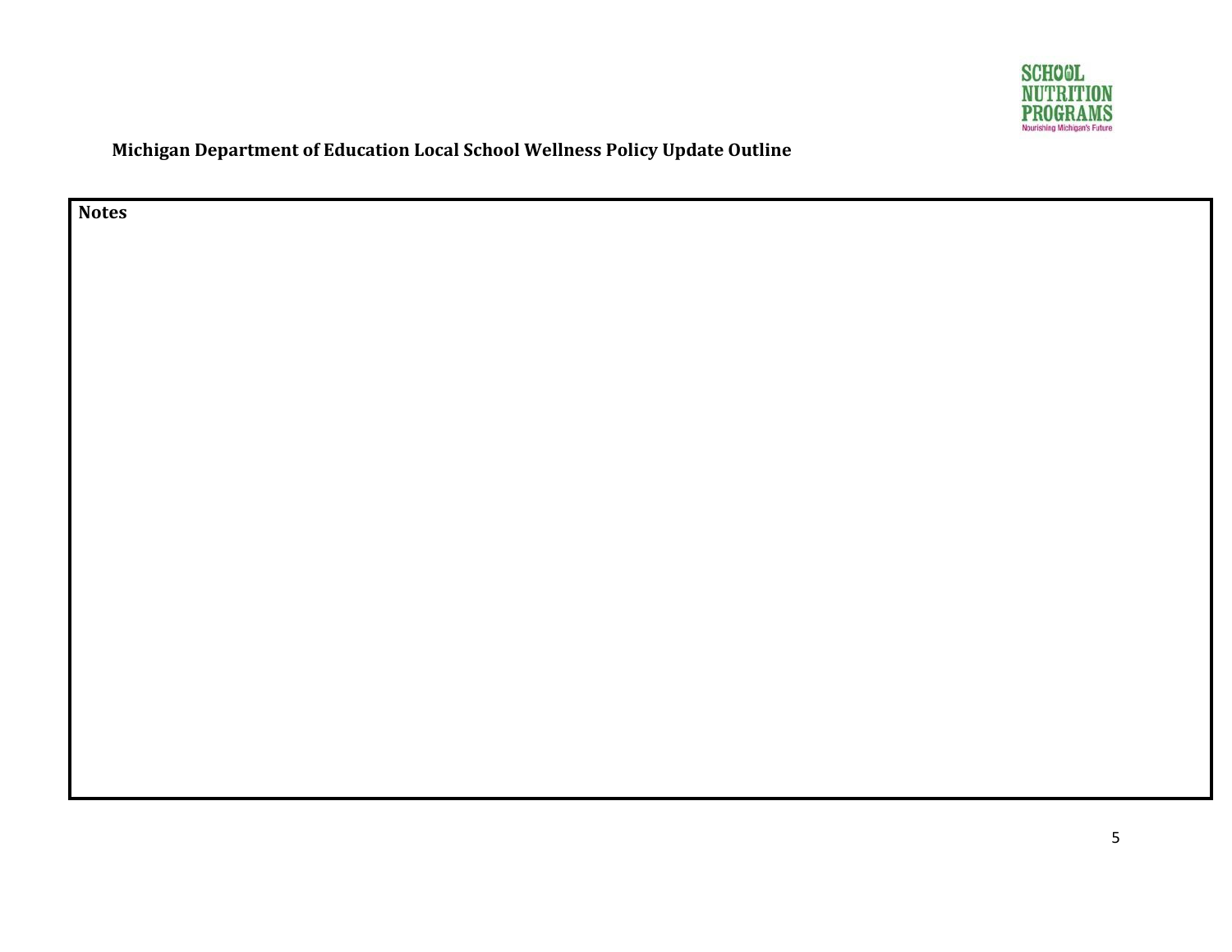**Michigan Department of Education Local School Wellness Policy Update Outline**

**Notes**